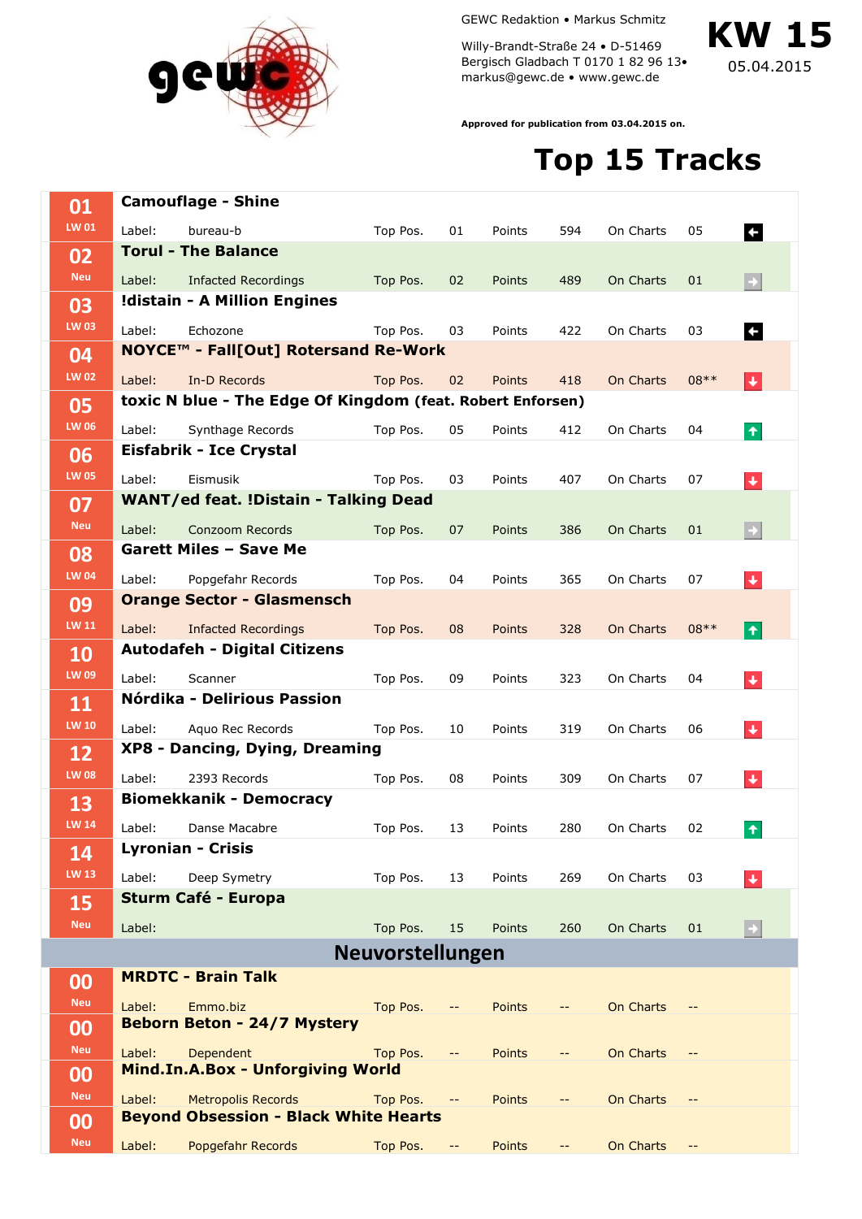GEWC Redaktion • Markus Schmitz

Willy-Brandt-Straße 24 • D-51469 Bergisch Gladbach T 0170 1 82 96 13• markus@gewc.de • www.gewc.de

# KW 15

05.04.2015

**Approved for publication from 03.04.2015 on.**

# Top 15 Tracks

| Pos. | LW | Artist - Title | Label | Top Pos. | Points | On Charts |
|---|---|---|---|---|---|---|
| 01 | LW 01 | **Camouflage - Shine** | bureau-b | 01 | 594 | 05 |
| 02 | Neu | **Torul - The Balance** | Infacted Recordings | 02 | 489 | 01 |
| 03 | LW 03 | **!distain - A Million Engines** | Echozone | 03 | 422 | 03 |
| 04 | LW 02 | **NOYCE™ - Fall[Out] Rotersand Re-Work** | In-D Records | 02 | 418 | 08** |
| 05 | LW 06 | **toxic N blue - The Edge Of Kingdom (feat. Robert Enforsen)** | Synthage Records | 05 | 412 | 04 |
| 06 | LW 05 | **Eisfabrik - Ice Crystal** | Eismusik | 03 | 407 | 07 |
| 07 | Neu | **WANT/ed feat. !Distain - Talking Dead** | Conzoom Records | 07 | 386 | 01 |
| 08 | LW 04 | **Garett Miles – Save Me** | Popgefahr Records | 04 | 365 | 07 |
| 09 | LW 11 | **Orange Sector - Glasmensch** | Infacted Recordings | 08 | 328 | 08** |
| 10 | LW 09 | **Autodafeh - Digital Citizens** | Scanner | 09 | 323 | 04 |
| 11 | LW 10 | **Nórdika - Delirious Passion** | Aquo Rec Records | 10 | 319 | 06 |
| 12 | LW 08 | **XP8 - Dancing, Dying, Dreaming** | 2393 Records | 08 | 309 | 07 |
| 13 | LW 14 | **Biomekkanik - Democracy** | Danse Macabre | 13 | 280 | 02 |
| 14 | LW 13 | **Lyronian - Crisis** | Deep Symetry | 13 | 269 | 03 |
| 15 | Neu | **Sturm Café - Europa** | | 15 | 260 | 01 |

## Neuvorstellungen

| Pos. | LW | Artist - Title | Label | Top Pos. | Points | On Charts |
|---|---|---|---|---|---|---|
| 00 | Neu | **MRDTC - Brain Talk** | Emmo.biz | -- | -- | -- |
| 00 | Neu | **Beborn Beton - 24/7 Mystery** | Dependent | -- | -- | -- |
| 00 | Neu | **Mind.In.A.Box - Unforgiving World** | Metropolis Records | -- | -- | -- |
| 00 | Neu | **Beyond Obsession - Black White Hearts** | Popgefahr Records | -- | -- | -- |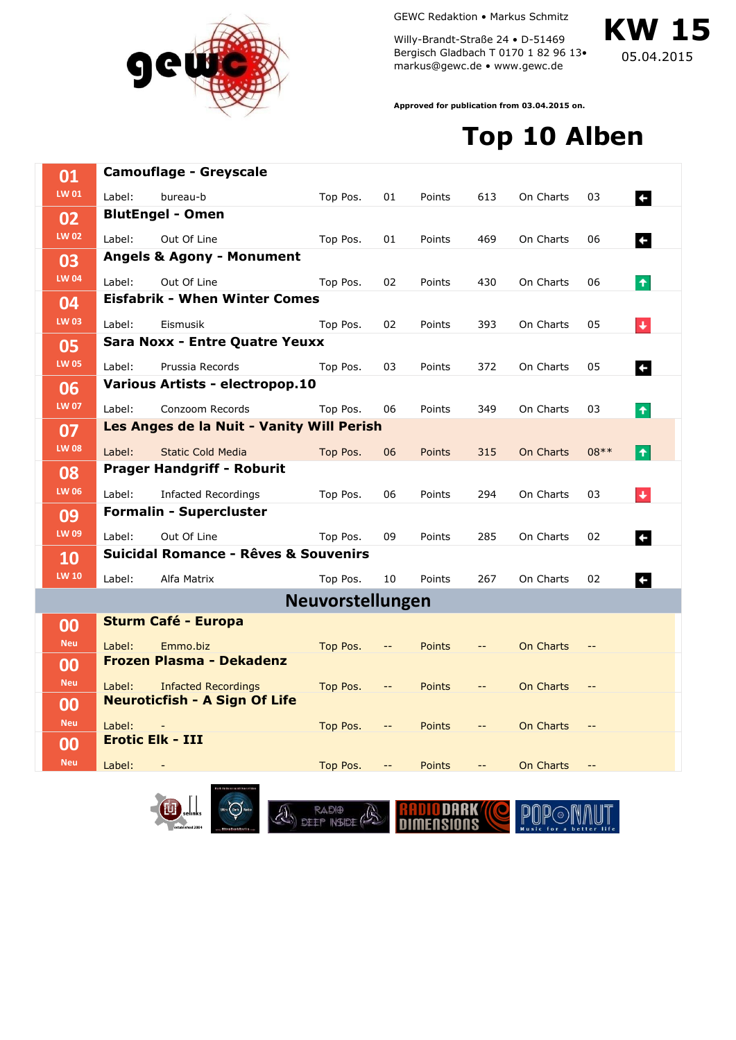GEWC Redaktion • Markus Schmitz

Willy-Brandt-Straße 24 • D-51469
Bergisch Gladbach T 0170 1 82 96 13•
markus@gewc.de • www.gewc.de

# KW 15

05.04.2015

**Approved for publication from 03.04.2015 on.**

## Top 10 Alben

| | | | | | | | | | | | |
|---|---|---|---|---|---|---|---|---|---|---|---|
| 01<br>LW 01 | **Camouflage - Greyscale** | Label: | bureau-b | Top Pos. | 01 | Points | 613 | On Charts | 03 | ← |
| 02<br>LW 02 | **BlutEngel - Omen** | Label: | Out Of Line | Top Pos. | 01 | Points | 469 | On Charts | 06 | ← |
| 03<br>LW 04 | **Angels & Agony - Monument** | Label: | Out Of Line | Top Pos. | 02 | Points | 430 | On Charts | 06 | ↑ |
| 04<br>LW 03 | **Eisfabrik - When Winter Comes** | Label: | Eismusik | Top Pos. | 02 | Points | 393 | On Charts | 05 | ↓ |
| 05<br>LW 05 | **Sara Noxx - Entre Quatre Yeuxx** | Label: | Prussia Records | Top Pos. | 03 | Points | 372 | On Charts | 05 | ← |
| 06<br>LW 07 | **Various Artists - electropop.10** | Label: | Conzoom Records | Top Pos. | 06 | Points | 349 | On Charts | 03 | ↑ |
| 07<br>LW 08 | **Les Anges de la Nuit - Vanity Will Perish** | Label: | Static Cold Media | Top Pos. | 06 | Points | 315 | On Charts | 08** | ↑ |
| 08<br>LW 06 | **Prager Handgriff - Roburit** | Label: | Infacted Recordings | Top Pos. | 06 | Points | 294 | On Charts | 03 | ↓ |
| 09<br>LW 09 | **Formalin - Supercluster** | Label: | Out Of Line | Top Pos. | 09 | Points | 285 | On Charts | 02 | ← |
| 10<br>LW 10 | **Suicidal Romance - Rêves & Souvenirs** | Label: | Alfa Matrix | Top Pos. | 10 | Points | 267 | On Charts | 02 | ← |

## Neuvorstellungen

| | | | | | | | | | |
|---|---|---|---|---|---|---|---|---|---|
| 00<br>Neu | **Sturm Café - Europa** | Label: | Emmo.biz | Top Pos. | -- | Points | -- | On Charts | -- |
| 00<br>Neu | **Frozen Plasma - Dekadenz** | Label: | Infacted Recordings | Top Pos. | -- | Points | -- | On Charts | -- |
| 00<br>Neu | **Neuroticfish - A Sign Of Life** | Label: | - | Top Pos. | -- | Points | -- | On Charts | -- |
| 00<br>Neu | **Erotic Elk - III** | Label: | - | Top Pos. | -- | Points | -- | On Charts | -- |